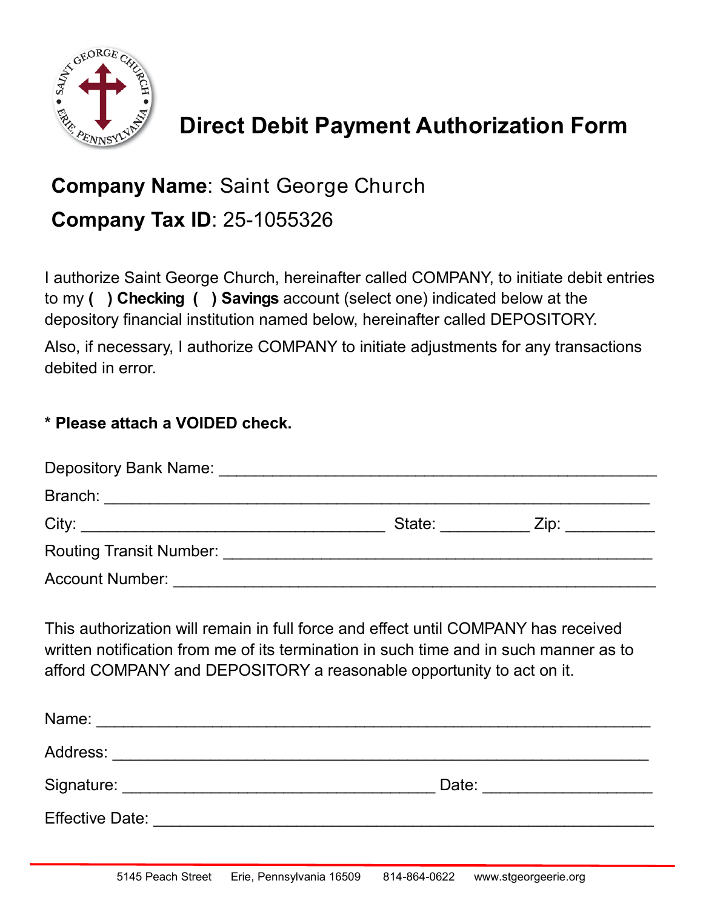# Direct Debit Payment Authorization Form

**Company Name**: Saint George Church

**Company Tax ID**: 25-1055326

I authorize Saint George Church, hereinafter called COMPANY, to initiate debit entries to my **( ) Checking ( ) Savings** account (select one) indicated below at the depository financial institution named below, hereinafter called DEPOSITORY.

Also, if necessary, I authorize COMPANY to initiate adjustments for any transactions debited in error.

**\* Please attach a VOIDED check.**

Depository Bank Name: ______________________________________________

Branch: ________________________________________________________

City: _________________________________ State: _________ Zip: _________

Routing Transit Number: ______________________________________________

Account Number: _________________________________________________

This authorization will remain in full force and effect until COMPANY has received written notification from me of its termination in such time and in such manner as to afford COMPANY and DEPOSITORY a reasonable opportunity to act on it.

Name: _________________________________________________________

Address: _______________________________________________________

Signature: __________________________________ Date: __________________

Effective Date: ___________________________________________________

5145 Peach Street Erie, Pennsylvania 16509 814-864-0622 www.stgeorgeerie.org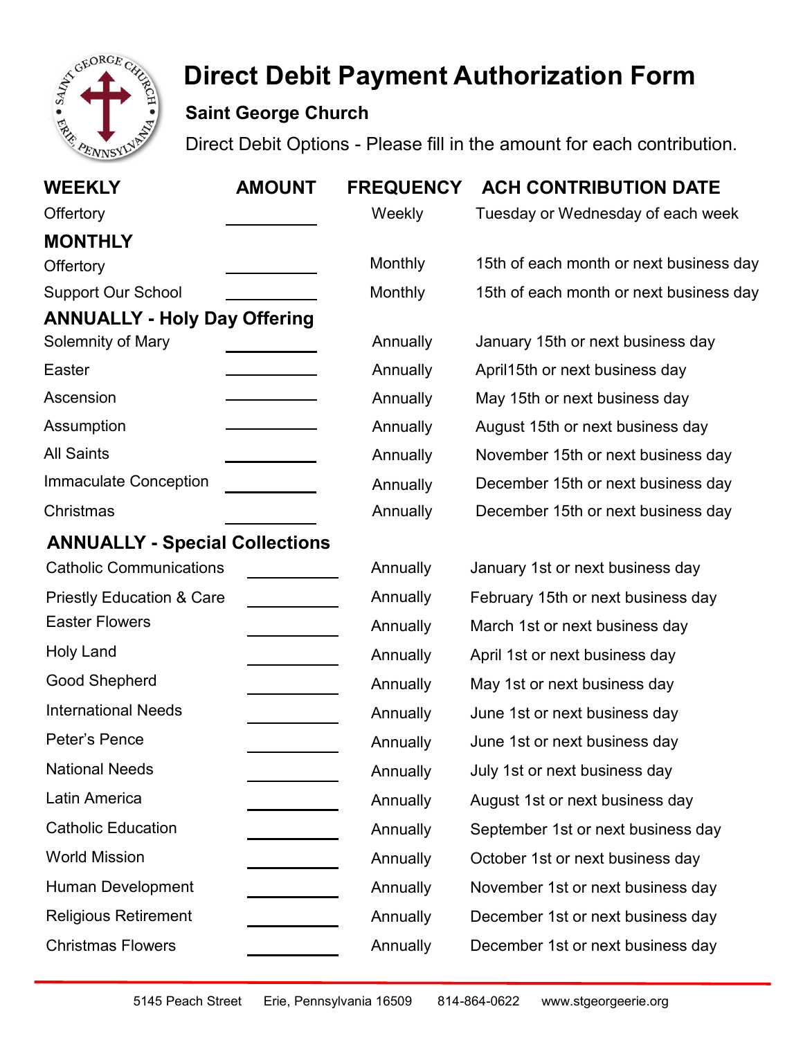# Direct Debit Payment Authorization Form

## Saint George Church

Direct Debit Options - Please fill in the amount for each contribution.

| WEEKLY | AMOUNT | FREQUENCY | ACH CONTRIBUTION DATE |
|---|---|---|---|
| Offertory | ________ | Weekly | Tuesday or Wednesday of each week |
| **MONTHLY** | | | |
| Offertory | ________ | Monthly | 15th of each month or next business day |
| Support Our School | ________ | Monthly | 15th of each month or next business day |
| **ANNUALLY - Holy Day Offering** | | | |
| Solemnity of Mary | ________ | Annually | January 15th or next business day |
| Easter | ________ | Annually | April15th or next business day |
| Ascension | ________ | Annually | May 15th or next business day |
| Assumption | ________ | Annually | August 15th or next business day |
| All Saints | ________ | Annually | November 15th or next business day |
| Immaculate Conception | ________ | Annually | December 15th or next business day |
| Christmas | ________ | Annually | December 15th or next business day |
| **ANNUALLY - Special Collections** | | | |
| Catholic Communications | ________ | Annually | January 1st or next business day |
| Priestly Education & Care | ________ | Annually | February 15th or next business day |
| Easter Flowers | ________ | Annually | March 1st or next business day |
| Holy Land | ________ | Annually | April 1st or next business day |
| Good Shepherd | ________ | Annually | May 1st or next business day |
| International Needs | ________ | Annually | June 1st or next business day |
| Peter's Pence | ________ | Annually | June 1st or next business day |
| National Needs | ________ | Annually | July 1st or next business day |
| Latin America | ________ | Annually | August 1st or next business day |
| Catholic Education | ________ | Annually | September 1st or next business day |
| World Mission | ________ | Annually | October 1st or next business day |
| Human Development | ________ | Annually | November 1st or next business day |
| Religious Retirement | ________ | Annually | December 1st or next business day |
| Christmas Flowers | ________ | Annually | December 1st or next business day |

5145 Peach Street Erie, Pennsylvania 16509 814-864-0622 www.stgeorgeerie.org